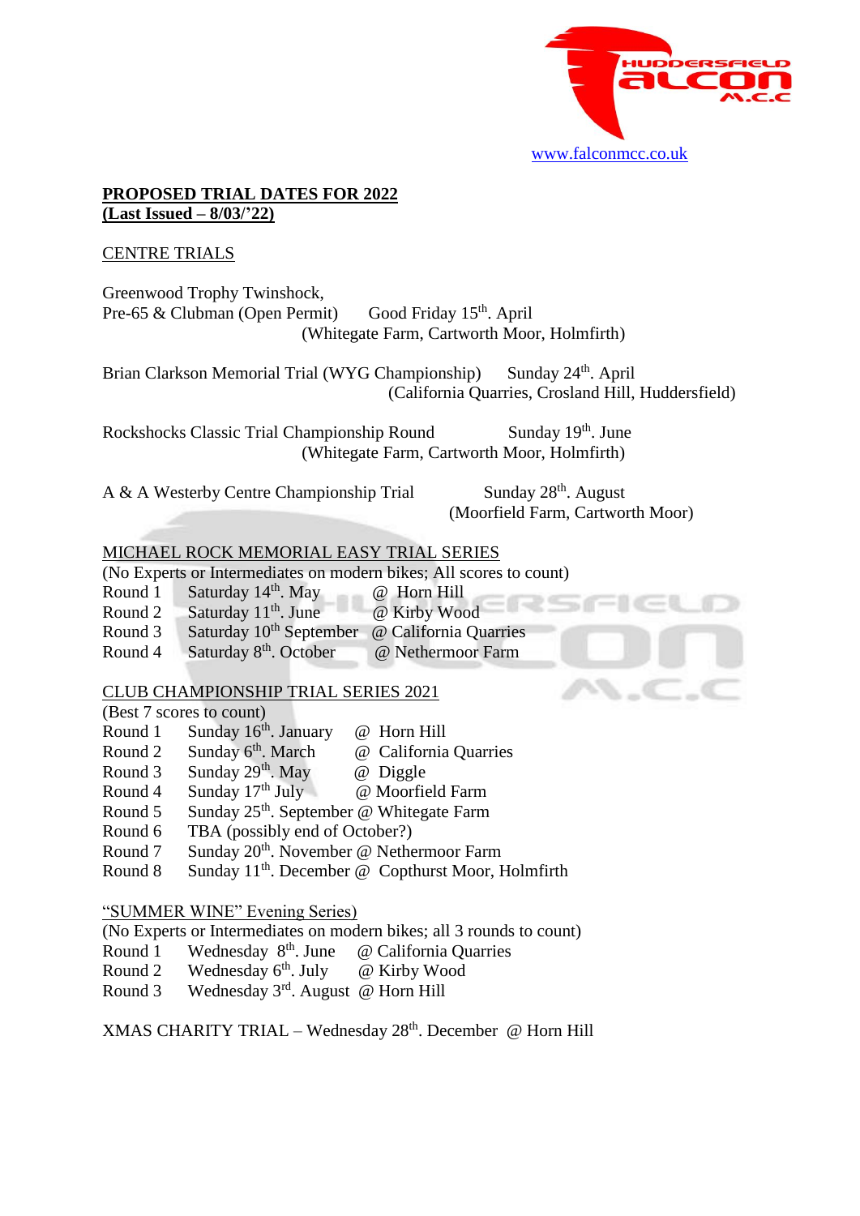HUDDERSFIELD FALCON M.C.C

www.falconmcc.co.uk

**PROPOSED TRIAL DATES FOR 2022**
**(Last Issued – 8/03/'22)**

CENTRE TRIALS

Greenwood Trophy Twinshock,
Pre-65 & Clubman (Open Permit) Good Friday 15th. April
(Whitegate Farm, Cartworth Moor, Holmfirth)

Brian Clarkson Memorial Trial (WYG Championship) Sunday 24th. April
(California Quarries, Crosland Hill, Huddersfield)

Rockshocks Classic Trial Championship Round Sunday 19th. June
(Whitegate Farm, Cartworth Moor, Holmfirth)

A & A Westerby Centre Championship Trial Sunday 28th. August
(Moorfield Farm, Cartworth Moor)

MICHAEL ROCK MEMORIAL EASY TRIAL SERIES
(No Experts or Intermediates on modern bikes; All scores to count)

| | | |
|---|---|---|
| Round 1 | Saturday 14th. May | @ Horn Hill |
| Round 2 | Saturday 11th. June | @ Kirby Wood |
| Round 3 | Saturday 10th September | @ California Quarries |
| Round 4 | Saturday 8th. October | @ Nethermoor Farm |

CLUB CHAMPIONSHIP TRIAL SERIES 2021
(Best 7 scores to count)

| | | |
|---|---|---|
| Round 1 | Sunday 16th. January | @ Horn Hill |
| Round 2 | Sunday 6th. March | @ California Quarries |
| Round 3 | Sunday 29th. May | @ Diggle |
| Round 4 | Sunday 17th July | @ Moorfield Farm |
| Round 5 | Sunday 25th. September | @ Whitegate Farm |
| Round 6 | TBA (possibly end of October?) | |
| Round 7 | Sunday 20th. November | @ Nethermoor Farm |
| Round 8 | Sunday 11th. December | @ Copthurst Moor, Holmfirth |

"SUMMER WINE" Evening Series)
(No Experts or Intermediates on modern bikes; all 3 rounds to count)

| | | |
|---|---|---|
| Round 1 | Wednesday 8th. June | @ California Quarries |
| Round 2 | Wednesday 6th. July | @ Kirby Wood |
| Round 3 | Wednesday 3rd. August | @ Horn Hill |

XMAS CHARITY TRIAL – Wednesday 28th. December @ Horn Hill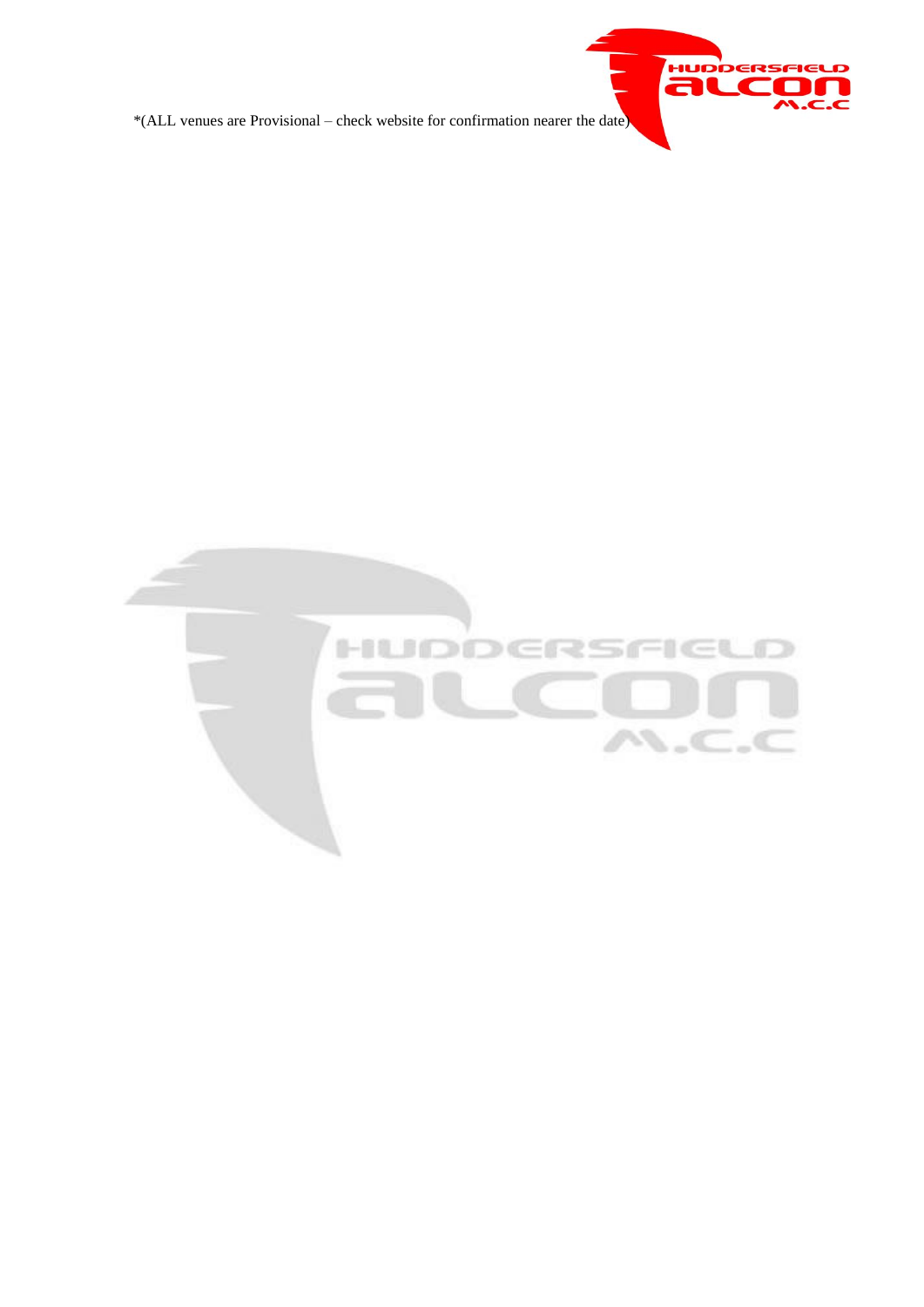*(ALL venues are Provisional – check website for confirmation nearer the date)